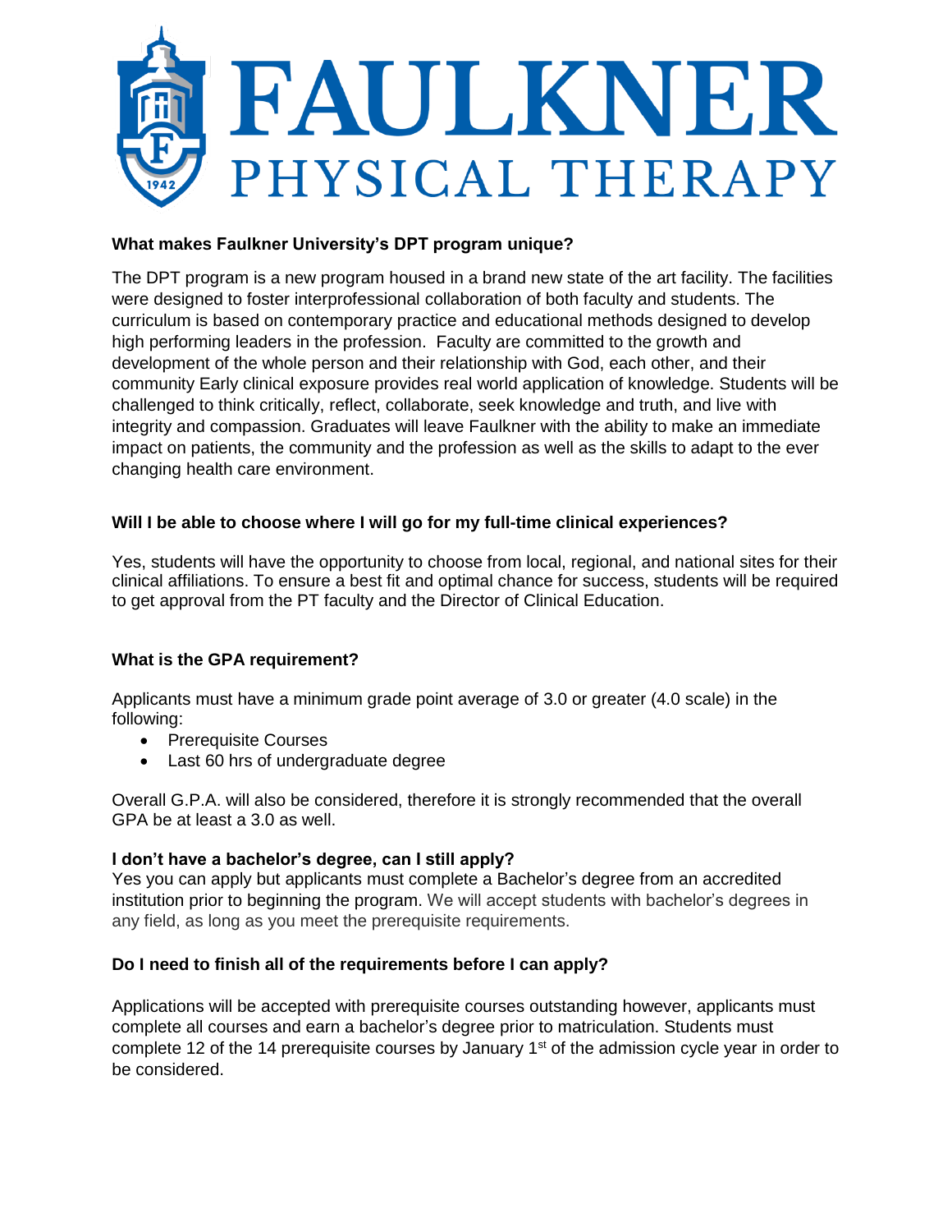# FAULKNER PHYSICAL THERAPY

**What makes Faulkner University's DPT program unique?**

The DPT program is a new program housed in a brand new state of the art facility. The facilities were designed to foster interprofessional collaboration of both faculty and students. The curriculum is based on contemporary practice and educational methods designed to develop high performing leaders in the profession. Faculty are committed to the growth and development of the whole person and their relationship with God, each other, and their community Early clinical exposure provides real world application of knowledge. Students will be challenged to think critically, reflect, collaborate, seek knowledge and truth, and live with integrity and compassion. Graduates will leave Faulkner with the ability to make an immediate impact on patients, the community and the profession as well as the skills to adapt to the ever changing health care environment.

**Will I be able to choose where I will go for my full-time clinical experiences?**

Yes, students will have the opportunity to choose from local, regional, and national sites for their clinical affiliations. To ensure a best fit and optimal chance for success, students will be required to get approval from the PT faculty and the Director of Clinical Education.

**What is the GPA requirement?**

Applicants must have a minimum grade point average of 3.0 or greater (4.0 scale) in the following:

- Prerequisite Courses
- Last 60 hrs of undergraduate degree

Overall G.P.A. will also be considered, therefore it is strongly recommended that the overall GPA be at least a 3.0 as well.

**I don't have a bachelor's degree, can I still apply?**

Yes you can apply but applicants must complete a Bachelor's degree from an accredited institution prior to beginning the program. We will accept students with bachelor's degrees in any field, as long as you meet the prerequisite requirements.

**Do I need to finish all of the requirements before I can apply?**

Applications will be accepted with prerequisite courses outstanding however, applicants must complete all courses and earn a bachelor's degree prior to matriculation. Students must complete 12 of the 14 prerequisite courses by January 1st of the admission cycle year in order to be considered.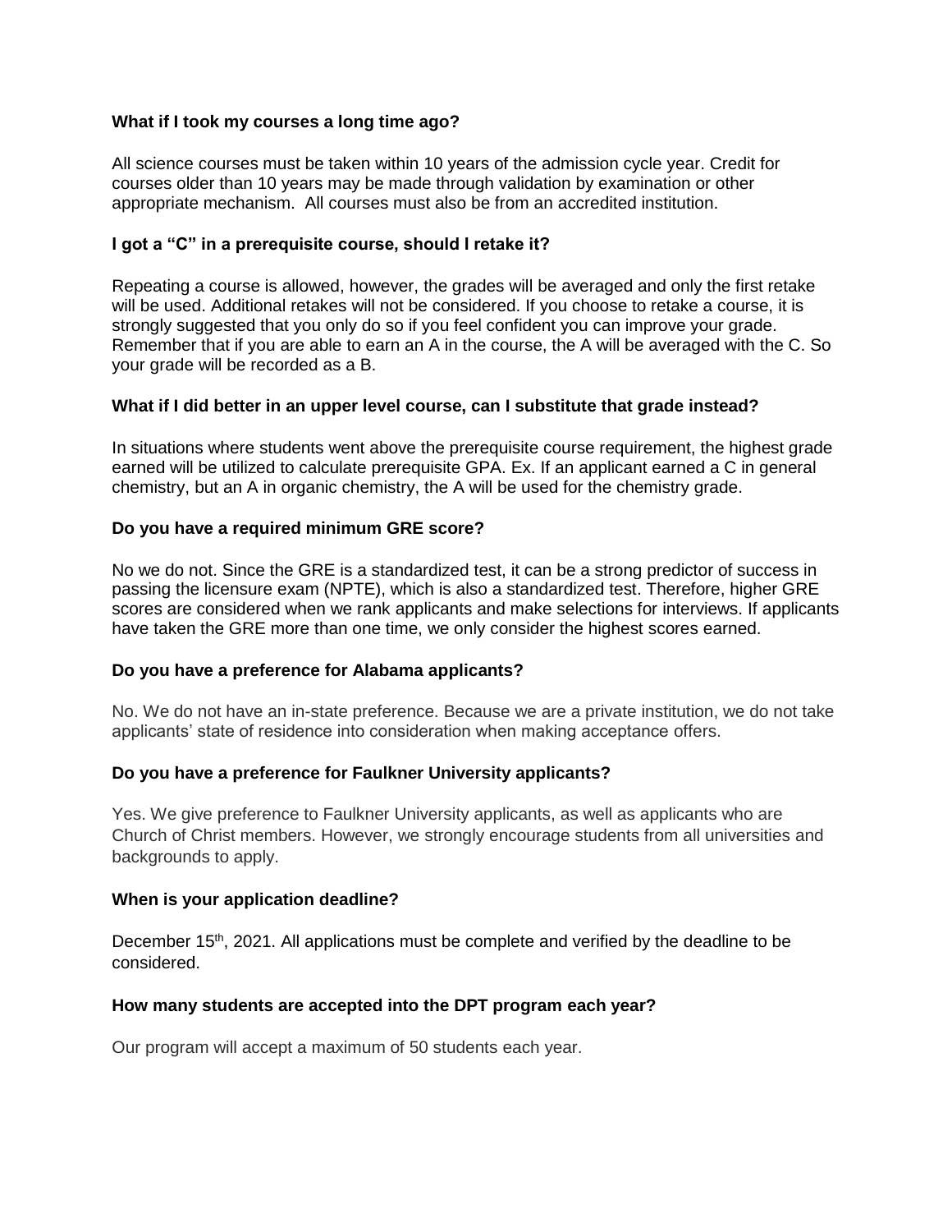**What if I took my courses a long time ago?**

All science courses must be taken within 10 years of the admission cycle year. Credit for courses older than 10 years may be made through validation by examination or other appropriate mechanism. All courses must also be from an accredited institution.

**I got a "C" in a prerequisite course, should I retake it?**

Repeating a course is allowed, however, the grades will be averaged and only the first retake will be used. Additional retakes will not be considered. If you choose to retake a course, it is strongly suggested that you only do so if you feel confident you can improve your grade. Remember that if you are able to earn an A in the course, the A will be averaged with the C. So your grade will be recorded as a B.

**What if I did better in an upper level course, can I substitute that grade instead?**

In situations where students went above the prerequisite course requirement, the highest grade earned will be utilized to calculate prerequisite GPA. Ex. If an applicant earned a C in general chemistry, but an A in organic chemistry, the A will be used for the chemistry grade.

**Do you have a required minimum GRE score?**

No we do not. Since the GRE is a standardized test, it can be a strong predictor of success in passing the licensure exam (NPTE), which is also a standardized test. Therefore, higher GRE scores are considered when we rank applicants and make selections for interviews. If applicants have taken the GRE more than one time, we only consider the highest scores earned.

**Do you have a preference for Alabama applicants?**

No. We do not have an in-state preference. Because we are a private institution, we do not take applicants' state of residence into consideration when making acceptance offers.

**Do you have a preference for Faulkner University applicants?**

Yes. We give preference to Faulkner University applicants, as well as applicants who are Church of Christ members. However, we strongly encourage students from all universities and backgrounds to apply.

**When is your application deadline?**

December 15th, 2021. All applications must be complete and verified by the deadline to be considered.

**How many students are accepted into the DPT program each year?**

Our program will accept a maximum of 50 students each year.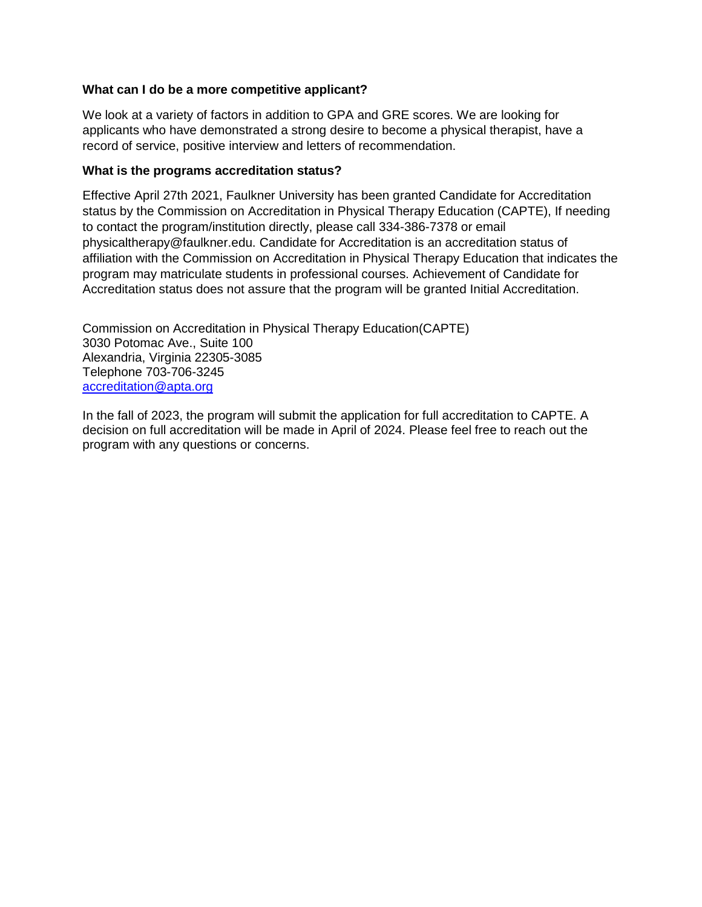**What can I do be a more competitive applicant?**

We look at a variety of factors in addition to GPA and GRE scores. We are looking for applicants who have demonstrated a strong desire to become a physical therapist, have a record of service, positive interview and letters of recommendation.

**What is the programs accreditation status?**

Effective April 27th 2021, Faulkner University has been granted Candidate for Accreditation status by the Commission on Accreditation in Physical Therapy Education (CAPTE), If needing to contact the program/institution directly, please call 334-386-7378 or email physicaltherapy@faulkner.edu. Candidate for Accreditation is an accreditation status of affiliation with the Commission on Accreditation in Physical Therapy Education that indicates the program may matriculate students in professional courses. Achievement of Candidate for Accreditation status does not assure that the program will be granted Initial Accreditation.

Commission on Accreditation in Physical Therapy Education(CAPTE)
3030 Potomac Ave., Suite 100
Alexandria, Virginia 22305-3085
Telephone 703-706-3245
accreditation@apta.org

In the fall of 2023, the program will submit the application for full accreditation to CAPTE. A decision on full accreditation will be made in April of 2024. Please feel free to reach out the program with any questions or concerns.